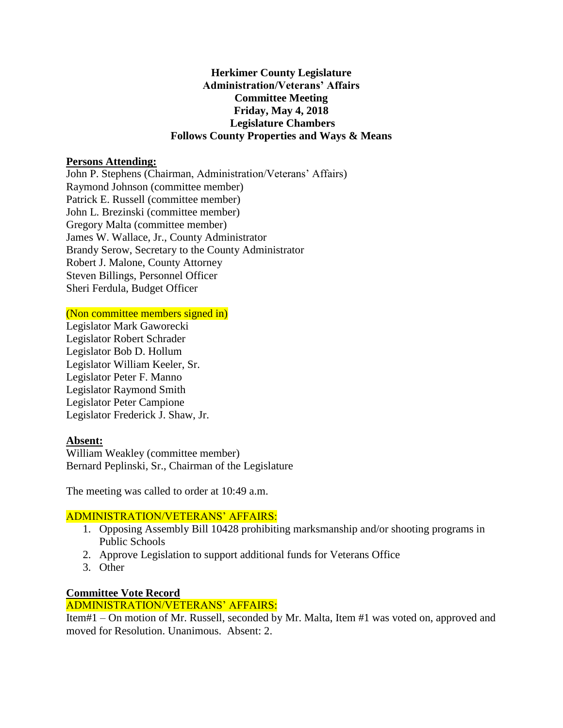**Herkimer County Legislature**
**Administration/Veterans' Affairs**
**Committee Meeting**
**Friday, May 4, 2018**
**Legislature Chambers**
**Follows County Properties and Ways & Means**

**Persons Attending:**

John P. Stephens (Chairman, Administration/Veterans' Affairs)
Raymond Johnson (committee member)
Patrick E. Russell (committee member)
John L. Brezinski (committee member)
Gregory Malta (committee member)
James W. Wallace, Jr., County Administrator
Brandy Serow, Secretary to the County Administrator
Robert J. Malone, County Attorney
Steven Billings, Personnel Officer
Sheri Ferdula, Budget Officer

(Non committee members signed in)

Legislator Mark Gaworecki
Legislator Robert Schrader
Legislator Bob D. Hollum
Legislator William Keeler, Sr.
Legislator Peter F. Manno
Legislator Raymond Smith
Legislator Peter Campione
Legislator Frederick J. Shaw, Jr.

**Absent:**

William Weakley (committee member)
Bernard Peplinski, Sr., Chairman of the Legislature

The meeting was called to order at 10:49 a.m.

ADMINISTRATION/VETERANS' AFFAIRS:

1. Opposing Assembly Bill 10428 prohibiting marksmanship and/or shooting programs in Public Schools
2. Approve Legislation to support additional funds for Veterans Office
3. Other

**Committee Vote Record**

ADMINISTRATION/VETERANS' AFFAIRS:

Item#1 – On motion of Mr. Russell, seconded by Mr. Malta, Item #1 was voted on, approved and moved for Resolution. Unanimous. Absent: 2.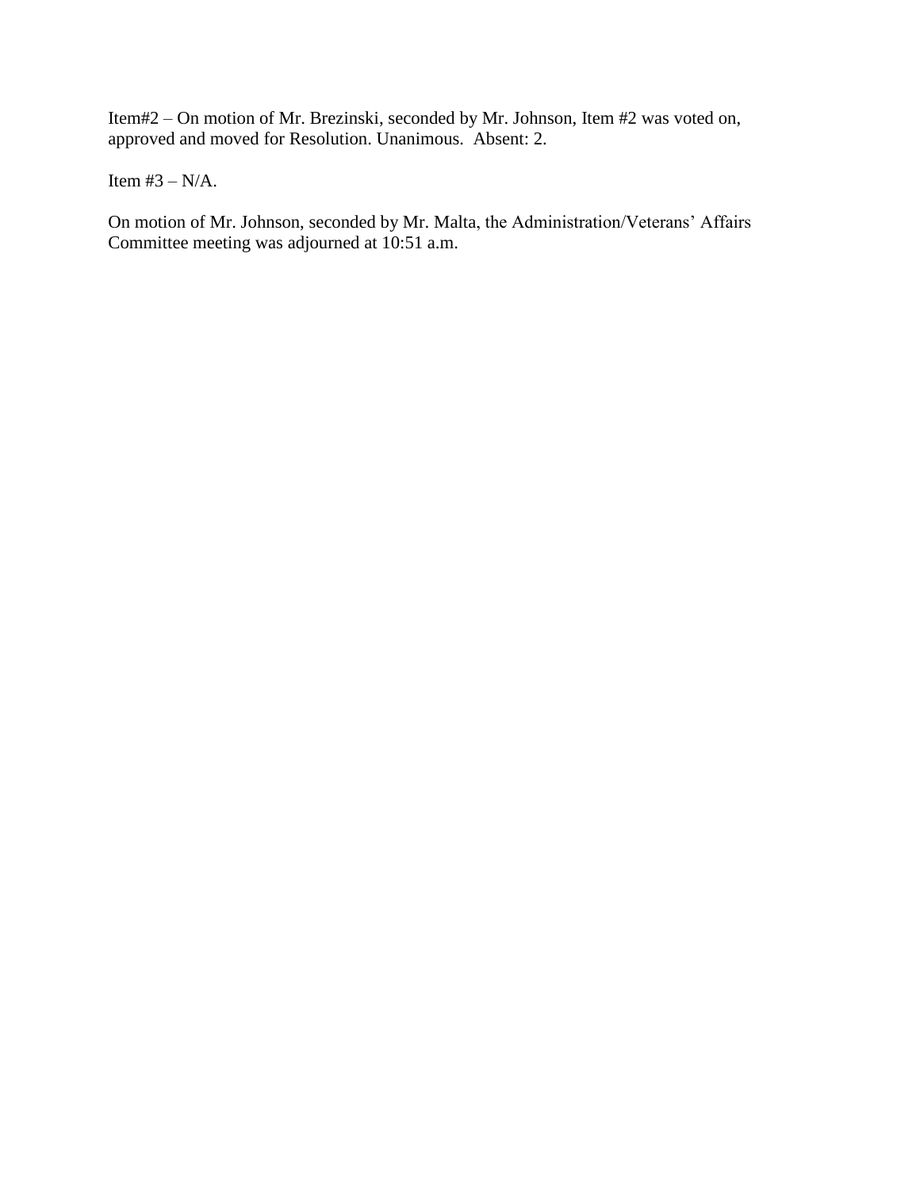Item#2 – On motion of Mr. Brezinski, seconded by Mr. Johnson, Item #2 was voted on, approved and moved for Resolution. Unanimous.  Absent: 2.

Item #3 – N/A.

On motion of Mr. Johnson, seconded by Mr. Malta, the Administration/Veterans' Affairs Committee meeting was adjourned at 10:51 a.m.